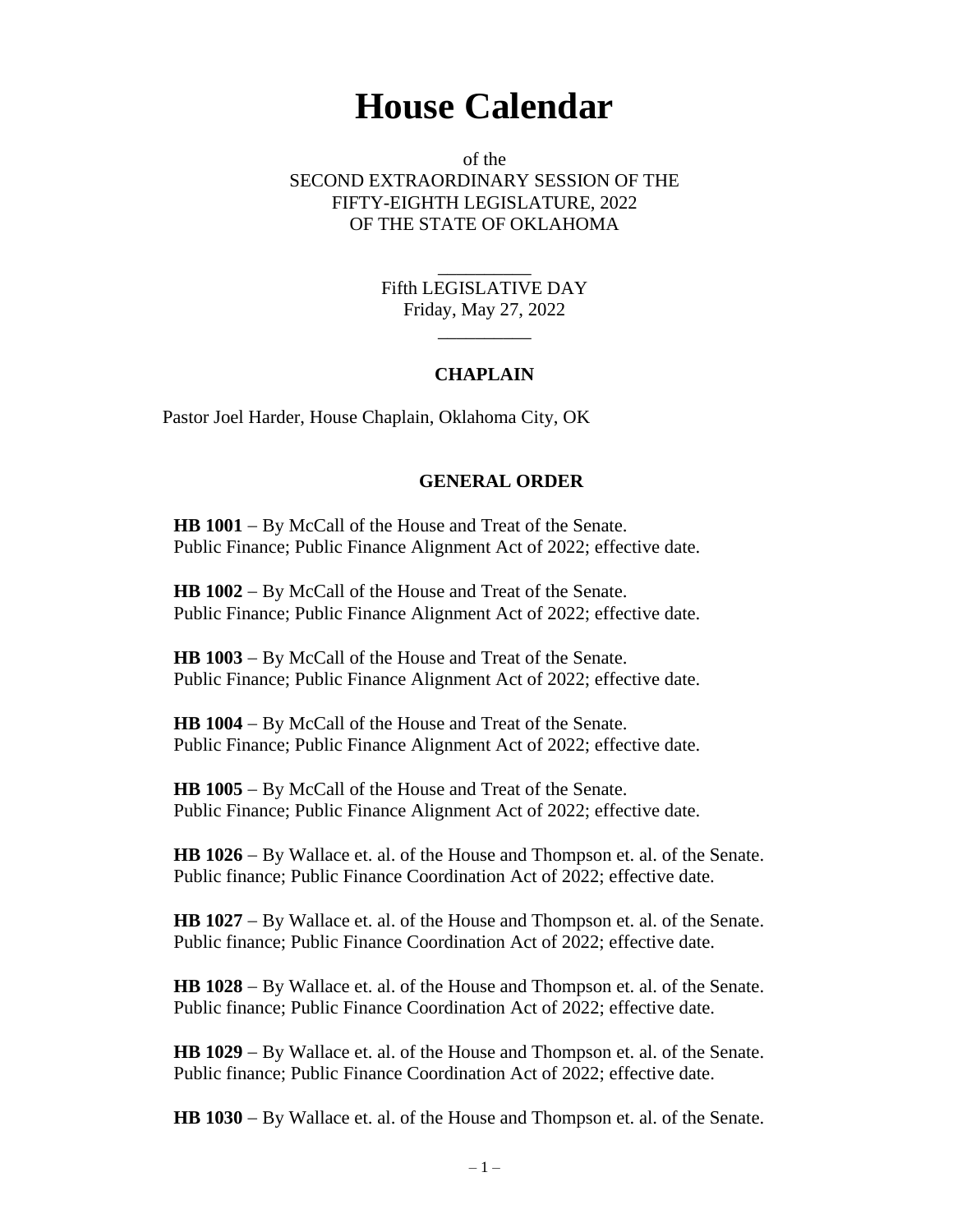# House Calendar

of the
SECOND EXTRAORDINARY SESSION OF THE
FIFTY-EIGHTH LEGISLATURE, 2022
OF THE STATE OF OKLAHOMA

__________

Fifth LEGISLATIVE DAY
Friday, May 27, 2022

__________

### CHAPLAIN

Pastor Joel Harder, House Chaplain, Oklahoma City, OK

### GENERAL ORDER

**HB 1001** – By McCall of the House and Treat of the Senate.
Public Finance; Public Finance Alignment Act of 2022; effective date.

**HB 1002** – By McCall of the House and Treat of the Senate.
Public Finance; Public Finance Alignment Act of 2022; effective date.

**HB 1003** – By McCall of the House and Treat of the Senate.
Public Finance; Public Finance Alignment Act of 2022; effective date.

**HB 1004** – By McCall of the House and Treat of the Senate.
Public Finance; Public Finance Alignment Act of 2022; effective date.

**HB 1005** – By McCall of the House and Treat of the Senate.
Public Finance; Public Finance Alignment Act of 2022; effective date.

**HB 1026** – By Wallace et. al. of the House and Thompson et. al. of the Senate.
Public finance; Public Finance Coordination Act of 2022; effective date.

**HB 1027** – By Wallace et. al. of the House and Thompson et. al. of the Senate.
Public finance; Public Finance Coordination Act of 2022; effective date.

**HB 1028** – By Wallace et. al. of the House and Thompson et. al. of the Senate.
Public finance; Public Finance Coordination Act of 2022; effective date.

**HB 1029** – By Wallace et. al. of the House and Thompson et. al. of the Senate.
Public finance; Public Finance Coordination Act of 2022; effective date.

**HB 1030** – By Wallace et. al. of the House and Thompson et. al. of the Senate.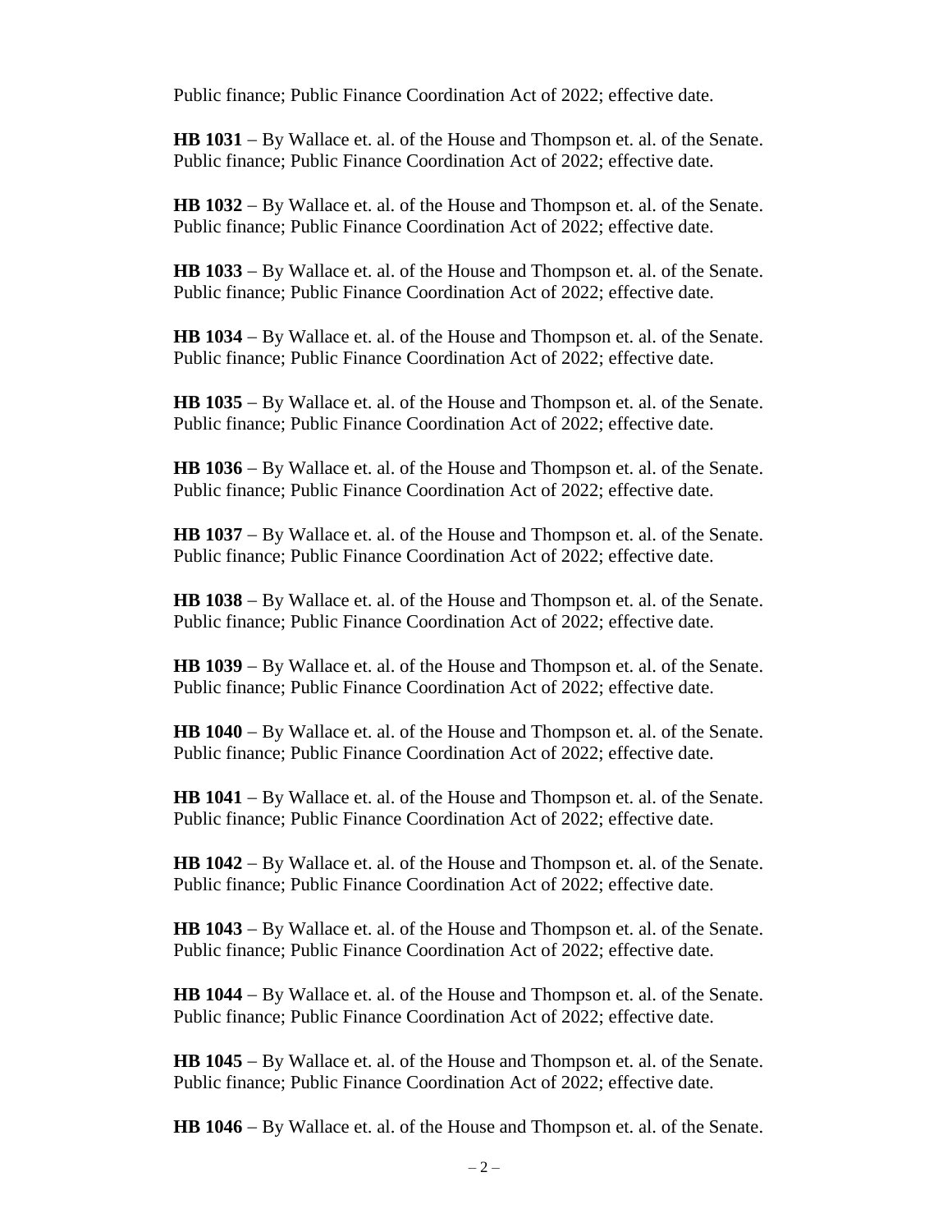Public finance; Public Finance Coordination Act of 2022; effective date.

**HB 1031** – By Wallace et. al. of the House and Thompson et. al. of the Senate.
Public finance; Public Finance Coordination Act of 2022; effective date.

**HB 1032** – By Wallace et. al. of the House and Thompson et. al. of the Senate.
Public finance; Public Finance Coordination Act of 2022; effective date.

**HB 1033** – By Wallace et. al. of the House and Thompson et. al. of the Senate.
Public finance; Public Finance Coordination Act of 2022; effective date.

**HB 1034** – By Wallace et. al. of the House and Thompson et. al. of the Senate.
Public finance; Public Finance Coordination Act of 2022; effective date.

**HB 1035** – By Wallace et. al. of the House and Thompson et. al. of the Senate.
Public finance; Public Finance Coordination Act of 2022; effective date.

**HB 1036** – By Wallace et. al. of the House and Thompson et. al. of the Senate.
Public finance; Public Finance Coordination Act of 2022; effective date.

**HB 1037** – By Wallace et. al. of the House and Thompson et. al. of the Senate.
Public finance; Public Finance Coordination Act of 2022; effective date.

**HB 1038** – By Wallace et. al. of the House and Thompson et. al. of the Senate.
Public finance; Public Finance Coordination Act of 2022; effective date.

**HB 1039** – By Wallace et. al. of the House and Thompson et. al. of the Senate.
Public finance; Public Finance Coordination Act of 2022; effective date.

**HB 1040** – By Wallace et. al. of the House and Thompson et. al. of the Senate.
Public finance; Public Finance Coordination Act of 2022; effective date.

**HB 1041** – By Wallace et. al. of the House and Thompson et. al. of the Senate.
Public finance; Public Finance Coordination Act of 2022; effective date.

**HB 1042** – By Wallace et. al. of the House and Thompson et. al. of the Senate.
Public finance; Public Finance Coordination Act of 2022; effective date.

**HB 1043** – By Wallace et. al. of the House and Thompson et. al. of the Senate.
Public finance; Public Finance Coordination Act of 2022; effective date.

**HB 1044** – By Wallace et. al. of the House and Thompson et. al. of the Senate.
Public finance; Public Finance Coordination Act of 2022; effective date.

**HB 1045** – By Wallace et. al. of the House and Thompson et. al. of the Senate.
Public finance; Public Finance Coordination Act of 2022; effective date.

**HB 1046** – By Wallace et. al. of the House and Thompson et. al. of the Senate.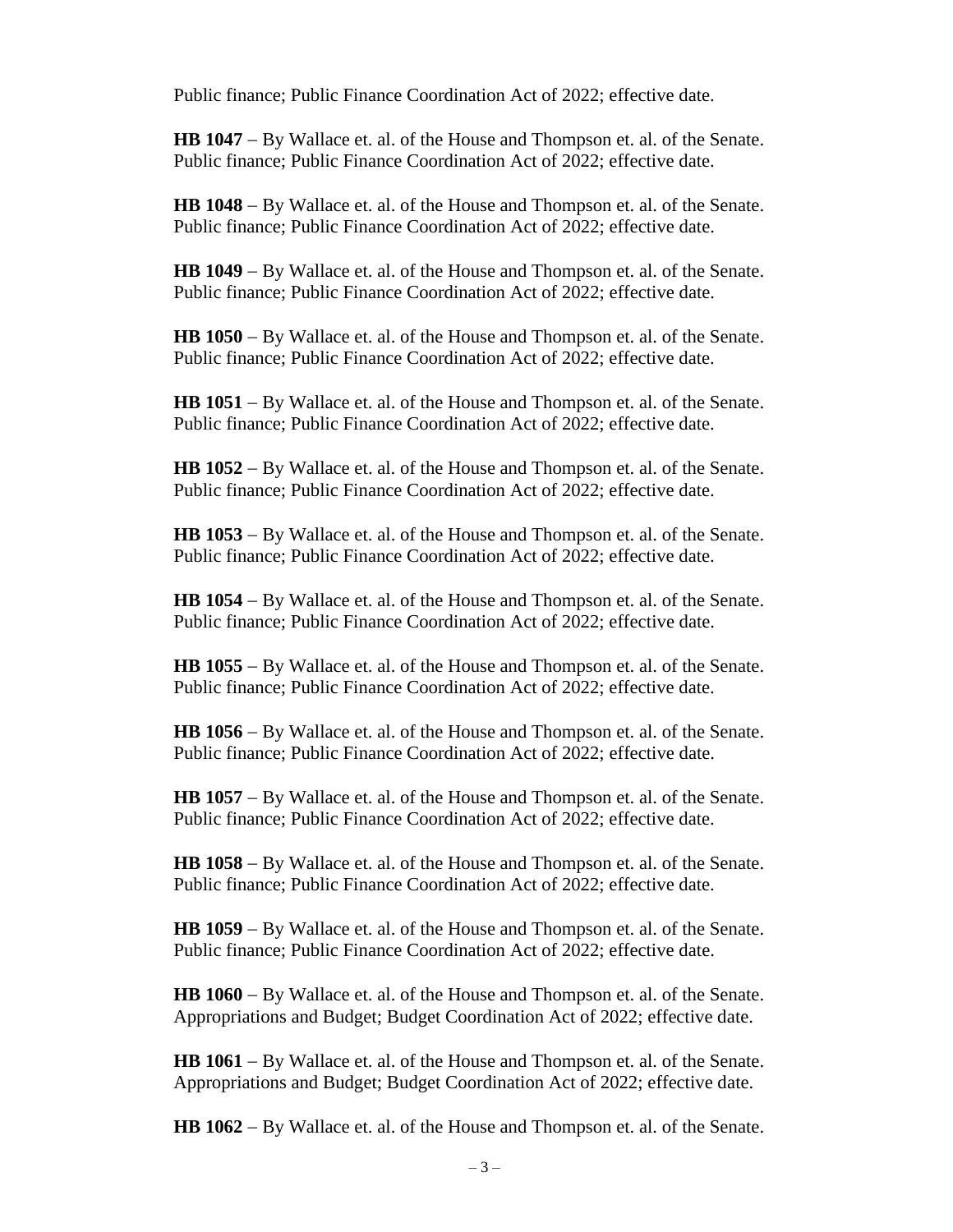Public finance; Public Finance Coordination Act of 2022; effective date.

**HB 1047** – By Wallace et. al. of the House and Thompson et. al. of the Senate.
Public finance; Public Finance Coordination Act of 2022; effective date.

**HB 1048** – By Wallace et. al. of the House and Thompson et. al. of the Senate.
Public finance; Public Finance Coordination Act of 2022; effective date.

**HB 1049** – By Wallace et. al. of the House and Thompson et. al. of the Senate.
Public finance; Public Finance Coordination Act of 2022; effective date.

**HB 1050** – By Wallace et. al. of the House and Thompson et. al. of the Senate.
Public finance; Public Finance Coordination Act of 2022; effective date.

**HB 1051** – By Wallace et. al. of the House and Thompson et. al. of the Senate.
Public finance; Public Finance Coordination Act of 2022; effective date.

**HB 1052** – By Wallace et. al. of the House and Thompson et. al. of the Senate.
Public finance; Public Finance Coordination Act of 2022; effective date.

**HB 1053** – By Wallace et. al. of the House and Thompson et. al. of the Senate.
Public finance; Public Finance Coordination Act of 2022; effective date.

**HB 1054** – By Wallace et. al. of the House and Thompson et. al. of the Senate.
Public finance; Public Finance Coordination Act of 2022; effective date.

**HB 1055** – By Wallace et. al. of the House and Thompson et. al. of the Senate.
Public finance; Public Finance Coordination Act of 2022; effective date.

**HB 1056** – By Wallace et. al. of the House and Thompson et. al. of the Senate.
Public finance; Public Finance Coordination Act of 2022; effective date.

**HB 1057** – By Wallace et. al. of the House and Thompson et. al. of the Senate.
Public finance; Public Finance Coordination Act of 2022; effective date.

**HB 1058** – By Wallace et. al. of the House and Thompson et. al. of the Senate.
Public finance; Public Finance Coordination Act of 2022; effective date.

**HB 1059** – By Wallace et. al. of the House and Thompson et. al. of the Senate.
Public finance; Public Finance Coordination Act of 2022; effective date.

**HB 1060** – By Wallace et. al. of the House and Thompson et. al. of the Senate.
Appropriations and Budget; Budget Coordination Act of 2022; effective date.

**HB 1061** – By Wallace et. al. of the House and Thompson et. al. of the Senate.
Appropriations and Budget; Budget Coordination Act of 2022; effective date.

**HB 1062** – By Wallace et. al. of the House and Thompson et. al. of the Senate.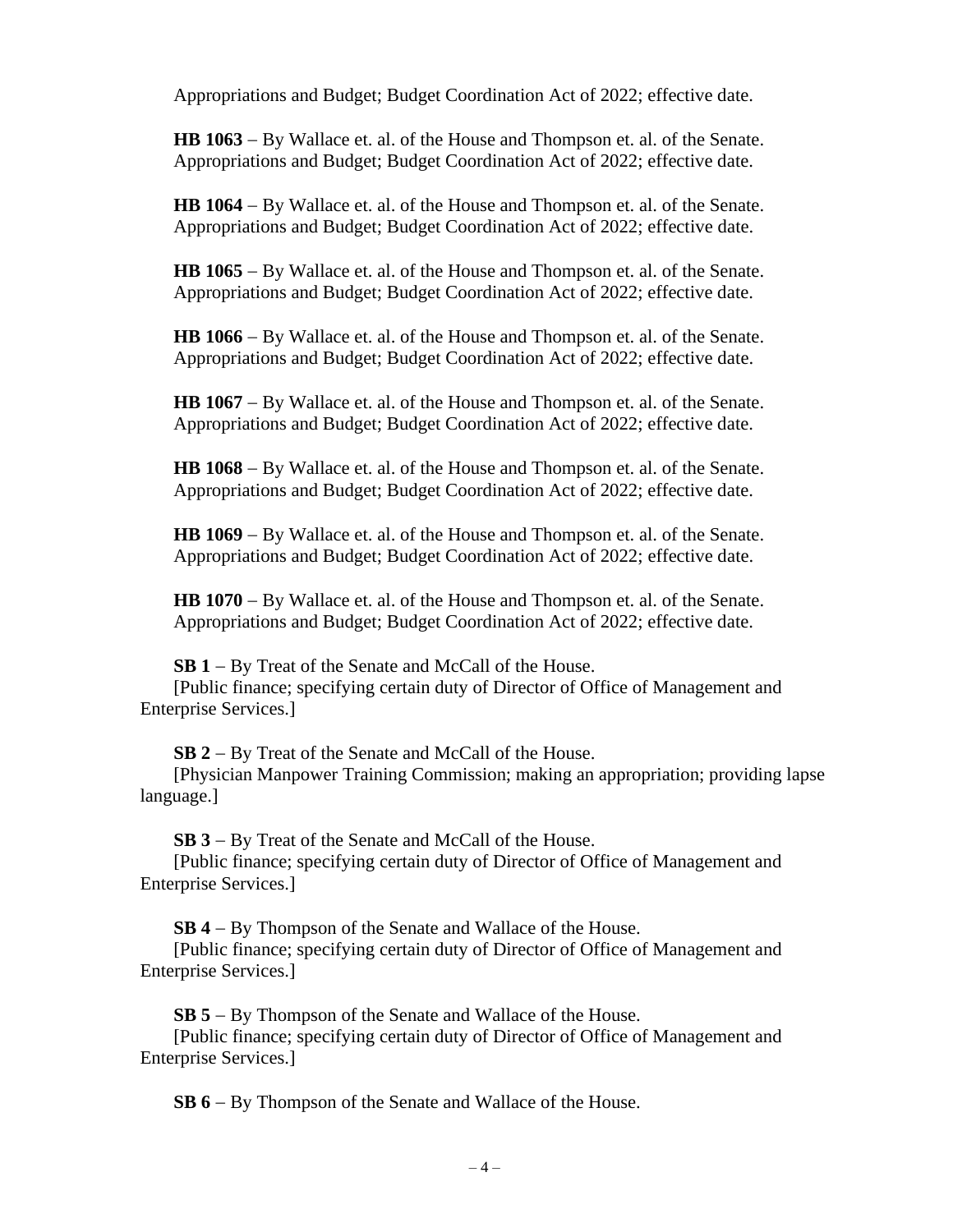Appropriations and Budget; Budget Coordination Act of 2022; effective date.

**HB 1063** – By Wallace et. al. of the House and Thompson et. al. of the Senate.
Appropriations and Budget; Budget Coordination Act of 2022; effective date.

**HB 1064** – By Wallace et. al. of the House and Thompson et. al. of the Senate.
Appropriations and Budget; Budget Coordination Act of 2022; effective date.

**HB 1065** – By Wallace et. al. of the House and Thompson et. al. of the Senate.
Appropriations and Budget; Budget Coordination Act of 2022; effective date.

**HB 1066** – By Wallace et. al. of the House and Thompson et. al. of the Senate.
Appropriations and Budget; Budget Coordination Act of 2022; effective date.

**HB 1067** – By Wallace et. al. of the House and Thompson et. al. of the Senate.
Appropriations and Budget; Budget Coordination Act of 2022; effective date.

**HB 1068** – By Wallace et. al. of the House and Thompson et. al. of the Senate.
Appropriations and Budget; Budget Coordination Act of 2022; effective date.

**HB 1069** – By Wallace et. al. of the House and Thompson et. al. of the Senate.
Appropriations and Budget; Budget Coordination Act of 2022; effective date.

**HB 1070** – By Wallace et. al. of the House and Thompson et. al. of the Senate.
Appropriations and Budget; Budget Coordination Act of 2022; effective date.

**SB 1** – By Treat of the Senate and McCall of the House.
[Public finance; specifying certain duty of Director of Office of Management and Enterprise Services.]

**SB 2** – By Treat of the Senate and McCall of the House.
[Physician Manpower Training Commission; making an appropriation; providing lapse language.]

**SB 3** – By Treat of the Senate and McCall of the House.
[Public finance; specifying certain duty of Director of Office of Management and Enterprise Services.]

**SB 4** – By Thompson of the Senate and Wallace of the House.
[Public finance; specifying certain duty of Director of Office of Management and Enterprise Services.]

**SB 5** – By Thompson of the Senate and Wallace of the House.
[Public finance; specifying certain duty of Director of Office of Management and Enterprise Services.]

**SB 6** – By Thompson of the Senate and Wallace of the House.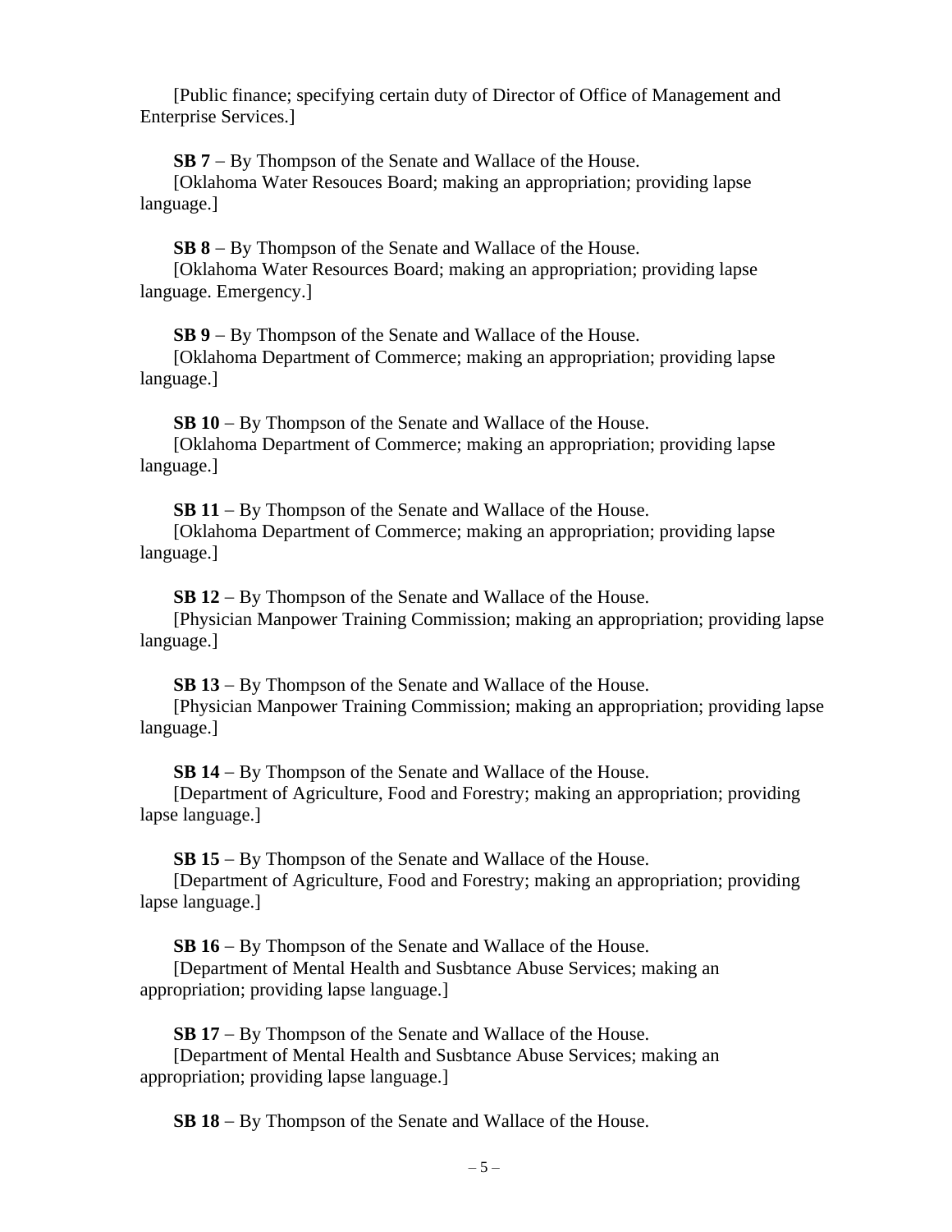[Public finance; specifying certain duty of Director of Office of Management and Enterprise Services.]

**SB 7** – By Thompson of the Senate and Wallace of the House.
[Oklahoma Water Resouces Board; making an appropriation; providing lapse language.]

**SB 8** – By Thompson of the Senate and Wallace of the House.
[Oklahoma Water Resources Board; making an appropriation; providing lapse language. Emergency.]

**SB 9** – By Thompson of the Senate and Wallace of the House.
[Oklahoma Department of Commerce; making an appropriation; providing lapse language.]

**SB 10** – By Thompson of the Senate and Wallace of the House.
[Oklahoma Department of Commerce; making an appropriation; providing lapse language.]

**SB 11** – By Thompson of the Senate and Wallace of the House.
[Oklahoma Department of Commerce; making an appropriation; providing lapse language.]

**SB 12** – By Thompson of the Senate and Wallace of the House.
[Physician Manpower Training Commission; making an appropriation; providing lapse language.]

**SB 13** – By Thompson of the Senate and Wallace of the House.
[Physician Manpower Training Commission; making an appropriation; providing lapse language.]

**SB 14** – By Thompson of the Senate and Wallace of the House.
[Department of Agriculture, Food and Forestry; making an appropriation; providing lapse language.]

**SB 15** – By Thompson of the Senate and Wallace of the House.
[Department of Agriculture, Food and Forestry; making an appropriation; providing lapse language.]

**SB 16** – By Thompson of the Senate and Wallace of the House.
[Department of Mental Health and Susbtance Abuse Services; making an appropriation; providing lapse language.]

**SB 17** – By Thompson of the Senate and Wallace of the House.
[Department of Mental Health and Susbtance Abuse Services; making an appropriation; providing lapse language.]

**SB 18** – By Thompson of the Senate and Wallace of the House.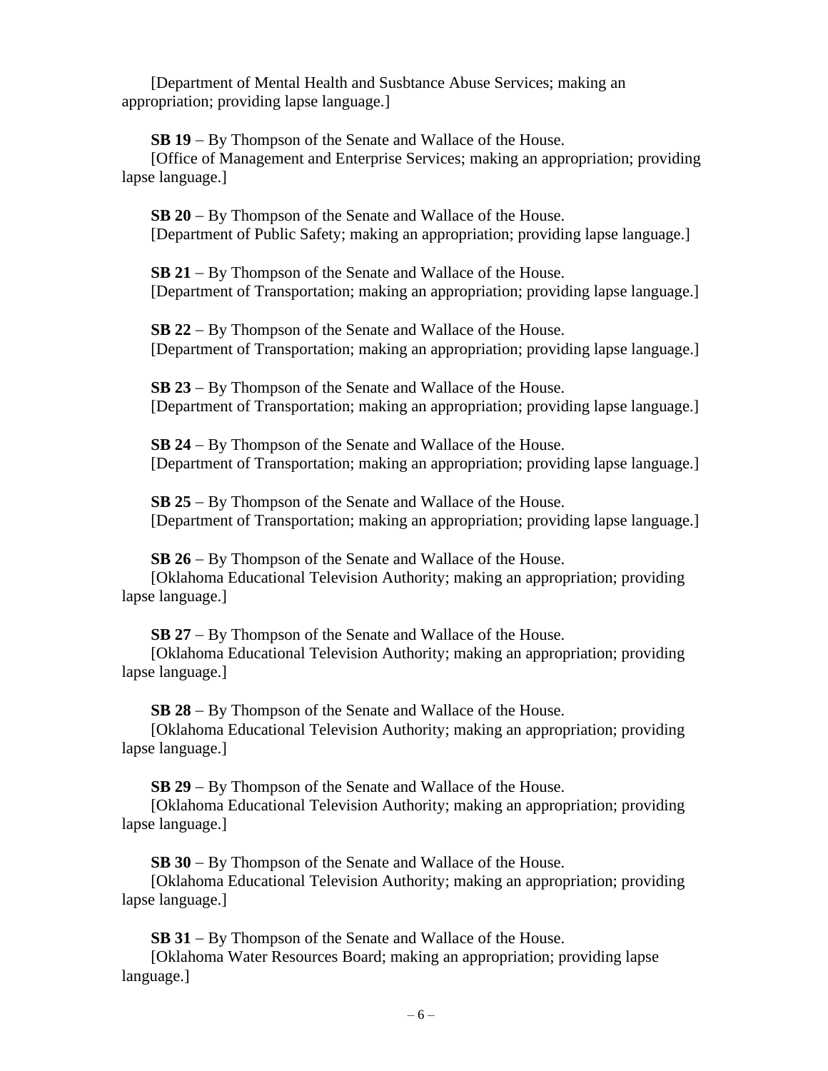[Department of Mental Health and Susbtance Abuse Services; making an appropriation; providing lapse language.]

**SB 19** – By Thompson of the Senate and Wallace of the House.
[Office of Management and Enterprise Services; making an appropriation; providing lapse language.]

**SB 20** – By Thompson of the Senate and Wallace of the House.
[Department of Public Safety; making an appropriation; providing lapse language.]

**SB 21** – By Thompson of the Senate and Wallace of the House.
[Department of Transportation; making an appropriation; providing lapse language.]

**SB 22** – By Thompson of the Senate and Wallace of the House.
[Department of Transportation; making an appropriation; providing lapse language.]

**SB 23** – By Thompson of the Senate and Wallace of the House.
[Department of Transportation; making an appropriation; providing lapse language.]

**SB 24** – By Thompson of the Senate and Wallace of the House.
[Department of Transportation; making an appropriation; providing lapse language.]

**SB 25** – By Thompson of the Senate and Wallace of the House.
[Department of Transportation; making an appropriation; providing lapse language.]

**SB 26** – By Thompson of the Senate and Wallace of the House.
[Oklahoma Educational Television Authority; making an appropriation; providing lapse language.]

**SB 27** – By Thompson of the Senate and Wallace of the House.
[Oklahoma Educational Television Authority; making an appropriation; providing lapse language.]

**SB 28** – By Thompson of the Senate and Wallace of the House.
[Oklahoma Educational Television Authority; making an appropriation; providing lapse language.]

**SB 29** – By Thompson of the Senate and Wallace of the House.
[Oklahoma Educational Television Authority; making an appropriation; providing lapse language.]

**SB 30** – By Thompson of the Senate and Wallace of the House.
[Oklahoma Educational Television Authority; making an appropriation; providing lapse language.]

**SB 31** – By Thompson of the Senate and Wallace of the House.
[Oklahoma Water Resources Board; making an appropriation; providing lapse language.]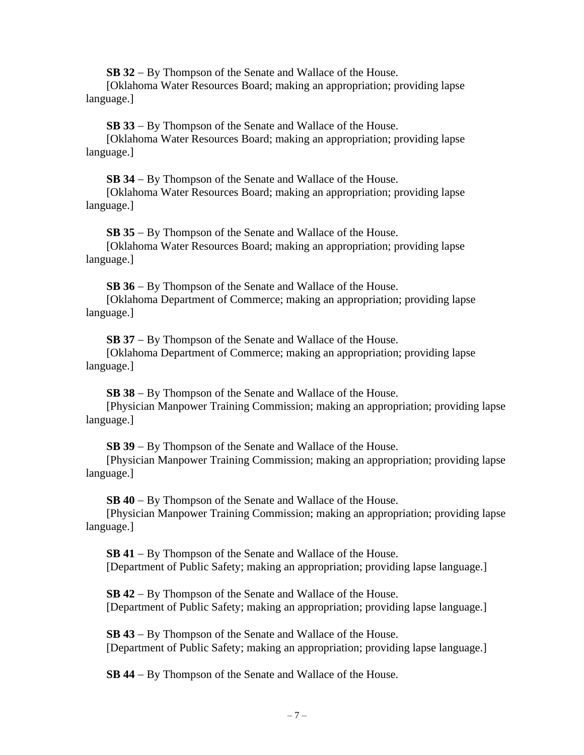**SB 32** – By Thompson of the Senate and Wallace of the House.
[Oklahoma Water Resources Board; making an appropriation; providing lapse language.]

**SB 33** – By Thompson of the Senate and Wallace of the House.
[Oklahoma Water Resources Board; making an appropriation; providing lapse language.]

**SB 34** – By Thompson of the Senate and Wallace of the House.
[Oklahoma Water Resources Board; making an appropriation; providing lapse language.]

**SB 35** – By Thompson of the Senate and Wallace of the House.
[Oklahoma Water Resources Board; making an appropriation; providing lapse language.]

**SB 36** – By Thompson of the Senate and Wallace of the House.
[Oklahoma Department of Commerce; making an appropriation; providing lapse language.]

**SB 37** – By Thompson of the Senate and Wallace of the House.
[Oklahoma Department of Commerce; making an appropriation; providing lapse language.]

**SB 38** – By Thompson of the Senate and Wallace of the House.
[Physician Manpower Training Commission; making an appropriation; providing lapse language.]

**SB 39** – By Thompson of the Senate and Wallace of the House.
[Physician Manpower Training Commission; making an appropriation; providing lapse language.]

**SB 40** – By Thompson of the Senate and Wallace of the House.
[Physician Manpower Training Commission; making an appropriation; providing lapse language.]

**SB 41** – By Thompson of the Senate and Wallace of the House.
[Department of Public Safety; making an appropriation; providing lapse language.]

**SB 42** – By Thompson of the Senate and Wallace of the House.
[Department of Public Safety; making an appropriation; providing lapse language.]

**SB 43** – By Thompson of the Senate and Wallace of the House.
[Department of Public Safety; making an appropriation; providing lapse language.]

**SB 44** – By Thompson of the Senate and Wallace of the House.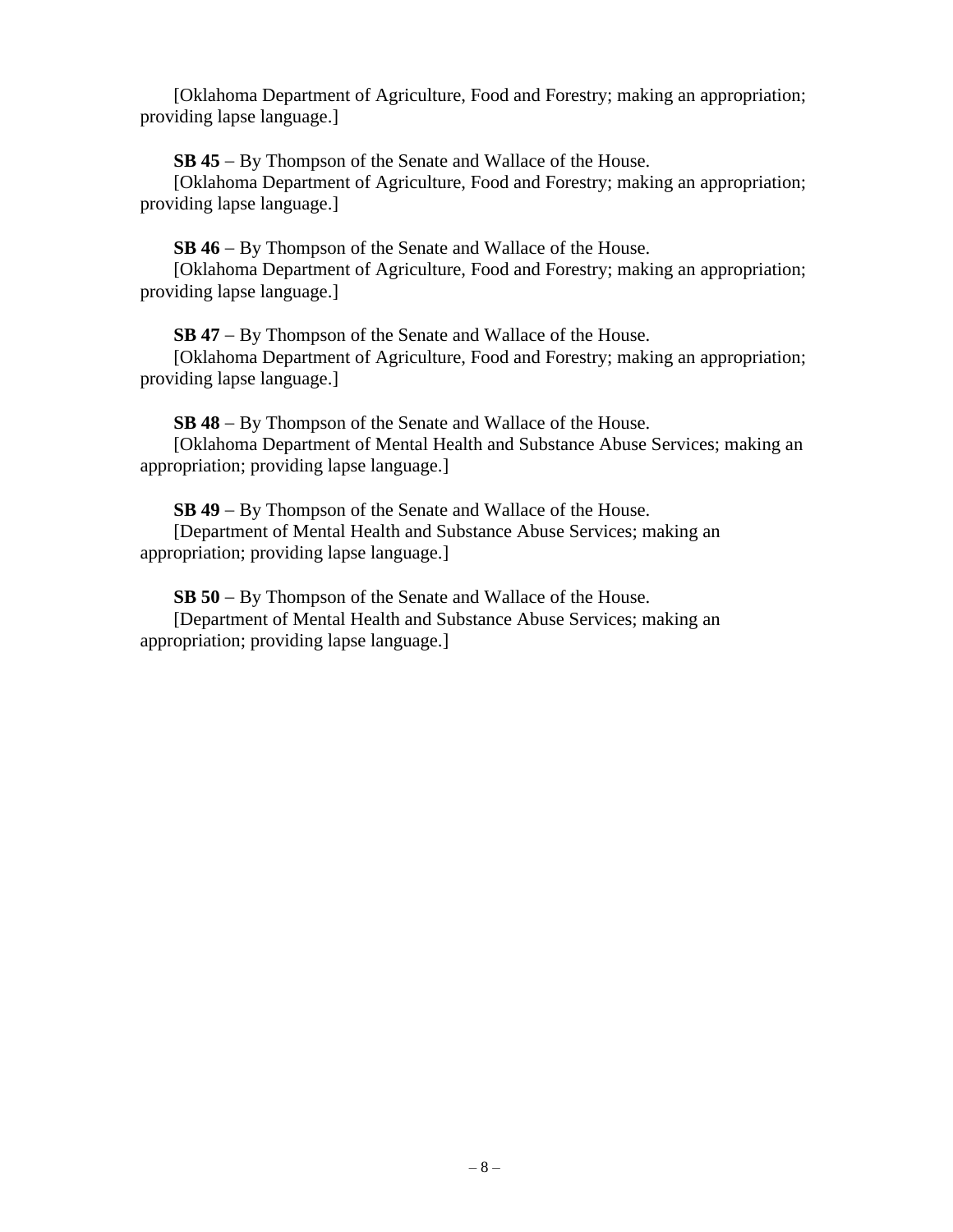[Oklahoma Department of Agriculture, Food and Forestry; making an appropriation; providing lapse language.]

**SB 45** – By Thompson of the Senate and Wallace of the House.
[Oklahoma Department of Agriculture, Food and Forestry; making an appropriation; providing lapse language.]

**SB 46** – By Thompson of the Senate and Wallace of the House.
[Oklahoma Department of Agriculture, Food and Forestry; making an appropriation; providing lapse language.]

**SB 47** – By Thompson of the Senate and Wallace of the House.
[Oklahoma Department of Agriculture, Food and Forestry; making an appropriation; providing lapse language.]

**SB 48** – By Thompson of the Senate and Wallace of the House.
[Oklahoma Department of Mental Health and Substance Abuse Services; making an appropriation; providing lapse language.]

**SB 49** – By Thompson of the Senate and Wallace of the House.
[Department of Mental Health and Substance Abuse Services; making an appropriation; providing lapse language.]

**SB 50** – By Thompson of the Senate and Wallace of the House.
[Department of Mental Health and Substance Abuse Services; making an appropriation; providing lapse language.]